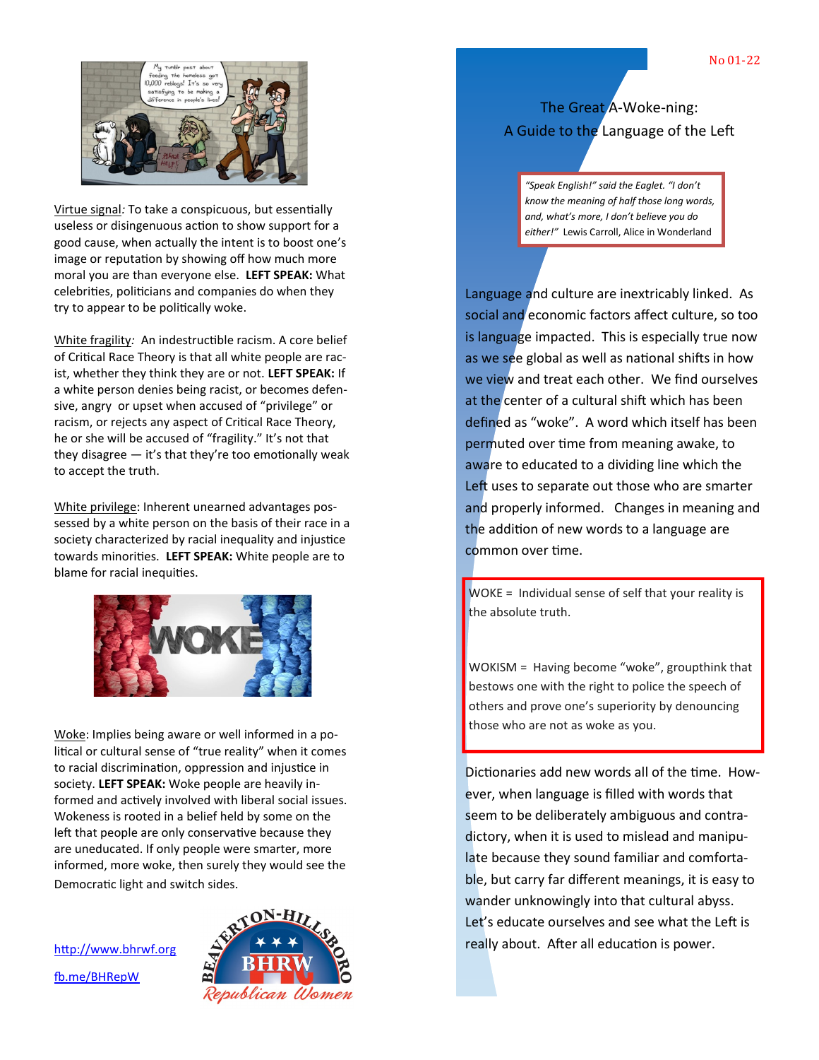No 01-22

# The Great A-Woke-ning: A Guide to the Language of the Left

> *"Speak English!" said the Eaglet. "I don't know the meaning of half those long words, and, what's more, I don't believe you do either!"* Lewis Carroll, Alice in Wonderland

Language and culture are inextricably linked. As social and economic factors affect culture, so too is language impacted. This is especially true now as we see global as well as national shifts in how we view and treat each other. We find ourselves at the center of a cultural shift which has been defined as "woke". A word which itself has been permuted over time from meaning awake, to aware to educated to a dividing line which the Left uses to separate out those who are smarter and properly informed. Changes in meaning and the addition of new words to a language are common over time.

WOKE = Individual sense of self that your reality is the absolute truth.

WOKISM = Having become "woke", groupthink that bestows one with the right to police the speech of others and prove one's superiority by denouncing those who are not as woke as you.

Dictionaries add new words all of the time. However, when language is filled with words that seem to be deliberately ambiguous and contradictory, when it is used to mislead and manipulate because they sound familiar and comfortable, but carry far different meanings, it is easy to wander unknowingly into that cultural abyss. Let's educate ourselves and see what the Left is really about. After all education is power.

Virtue signal*:* To take a conspicuous, but essentially useless or disingenuous action to show support for a good cause, when actually the intent is to boost one's image or reputation by showing off how much more moral you are than everyone else. **LEFT SPEAK:** What celebrities, politicians and companies do when they try to appear to be politically woke.

White fragility*:* An indestructible racism. A core belief of Critical Race Theory is that all white people are racist, whether they think they are or not. **LEFT SPEAK:** If a white person denies being racist, or becomes defensive, angry or upset when accused of "privilege" or racism, or rejects any aspect of Critical Race Theory, he or she will be accused of "fragility." It's not that they disagree — it's that they're too emotionally weak to accept the truth.

White privilege: Inherent unearned advantages possessed by a white person on the basis of their race in a society characterized by racial inequality and injustice towards minorities. **LEFT SPEAK:** White people are to blame for racial inequities.

Woke: Implies being aware or well informed in a political or cultural sense of "true reality" when it comes to racial discrimination, oppression and injustice in society. **LEFT SPEAK:** Woke people are heavily informed and actively involved with liberal social issues. Wokeness is rooted in a belief held by some on the left that people are only conservative because they are uneducated. If only people were smarter, more informed, more woke, then surely they would see the Democratic light and switch sides.

http://www.bhrwf.org

fb.me/BHRepW

BEAVERTON-HILLSBORO BHRW Republican Women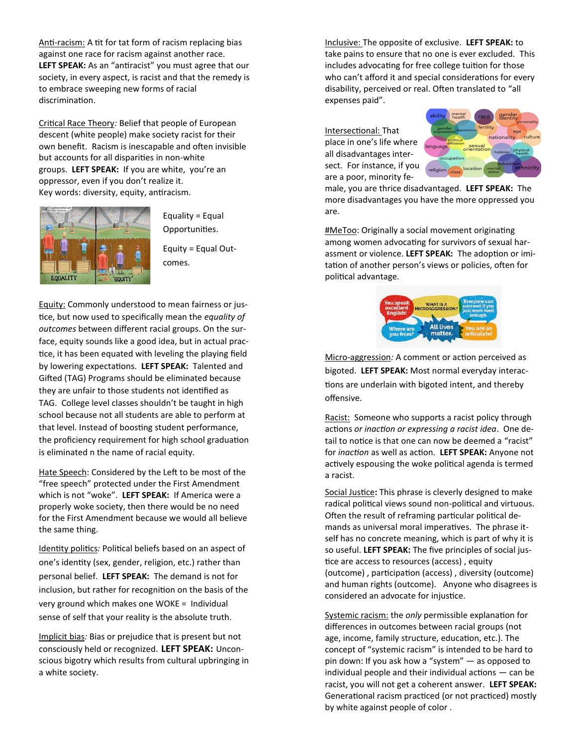Anti-racism: A tit for tat form of racism replacing bias against one race for racism against another race. **LEFT SPEAK:** As an "antiracist" you must agree that our society, in every aspect, is racist and that the remedy is to embrace sweeping new forms of racial discrimination.

Critical Race Theory*:* Belief that people of European descent (white people) make society racist for their own benefit. Racism is inescapable and often invisible but accounts for all disparities in non-white groups. **LEFT SPEAK:** If you are white, you're an oppressor, even if you don't realize it.
Key words: diversity, equity, antiracism.

Equality = Equal Opportunities.

Equity = Equal Outcomes.

Equity: Commonly understood to mean fairness or justice, but now used to specifically mean the *equality of outcomes* between different racial groups. On the surface, equity sounds like a good idea, but in actual practice, it has been equated with leveling the playing field by lowering expectations. **LEFT SPEAK:** Talented and Gifted (TAG) Programs should be eliminated because they are unfair to those students not identified as TAG. College level classes shouldn't be taught in high school because not all students are able to perform at that level. Instead of boosting student performance, the proficiency requirement for high school graduation is eliminated n the name of racial equity.

Hate Speech: Considered by the Left to be most of the "free speech" protected under the First Amendment which is not "woke". **LEFT SPEAK:** If America were a properly woke society, then there would be no need for the First Amendment because we would all believe the same thing.

Identity politics*:* Political beliefs based on an aspect of one's identity (sex, gender, religion, etc.) rather than personal belief. **LEFT SPEAK:** The demand is not for inclusion, but rather for recognition on the basis of the very ground which makes one WOKE = Individual sense of self that your reality is the absolute truth.

Implicit bias*:* Bias or prejudice that is present but not consciously held or recognized. **LEFT SPEAK:** Unconscious bigotry which results from cultural upbringing in a white society.

Inclusive: The opposite of exclusive. **LEFT SPEAK:** to take pains to ensure that no one is ever excluded. This includes advocating for free college tuition for those who can't afford it and special considerations for every disability, perceived or real. Often translated to "all expenses paid".

Intersectional: That place in one's life where all disadvantages intersect. For instance, if you are a poor, minority female, you are thrice disadvantaged. **LEFT SPEAK:** The more disadvantages you have the more oppressed you are.

#MeToo: Originally a social movement originating among women advocating for survivors of sexual harassment or violence. **LEFT SPEAK:** The adoption or imitation of another person's views or policies, often for political advantage.

Micro-aggression*:* A comment or action perceived as bigoted. **LEFT SPEAK:** Most normal everyday interactions are underlain with bigoted intent, and thereby offensive.

Racist: Someone who supports a racist policy through actions *or inaction or expressing a racist idea*. One detail to notice is that one can now be deemed a "racist" for *inaction* as well as action. **LEFT SPEAK:** Anyone not actively espousing the woke political agenda is termed a racist.

Social Justice**:** This phrase is cleverly designed to make radical political views sound non-political and virtuous. Often the result of reframing particular political demands as universal moral imperatives. The phrase itself has no concrete meaning, which is part of why it is so useful. **LEFT SPEAK:** The five principles of social justice are access to resources (access) , equity (outcome) , participation (access) , diversity (outcome) and human rights (outcome). Anyone who disagrees is considered an advocate for injustice.

Systemic racism: the *only* permissible explanation for differences in outcomes between racial groups (not age, income, family structure, education, etc.). The concept of "systemic racism" is intended to be hard to pin down: If you ask how a "system" — as opposed to individual people and their individual actions — can be racist, you will not get a coherent answer. **LEFT SPEAK:** Generational racism practiced (or not practiced) mostly by white against people of color .